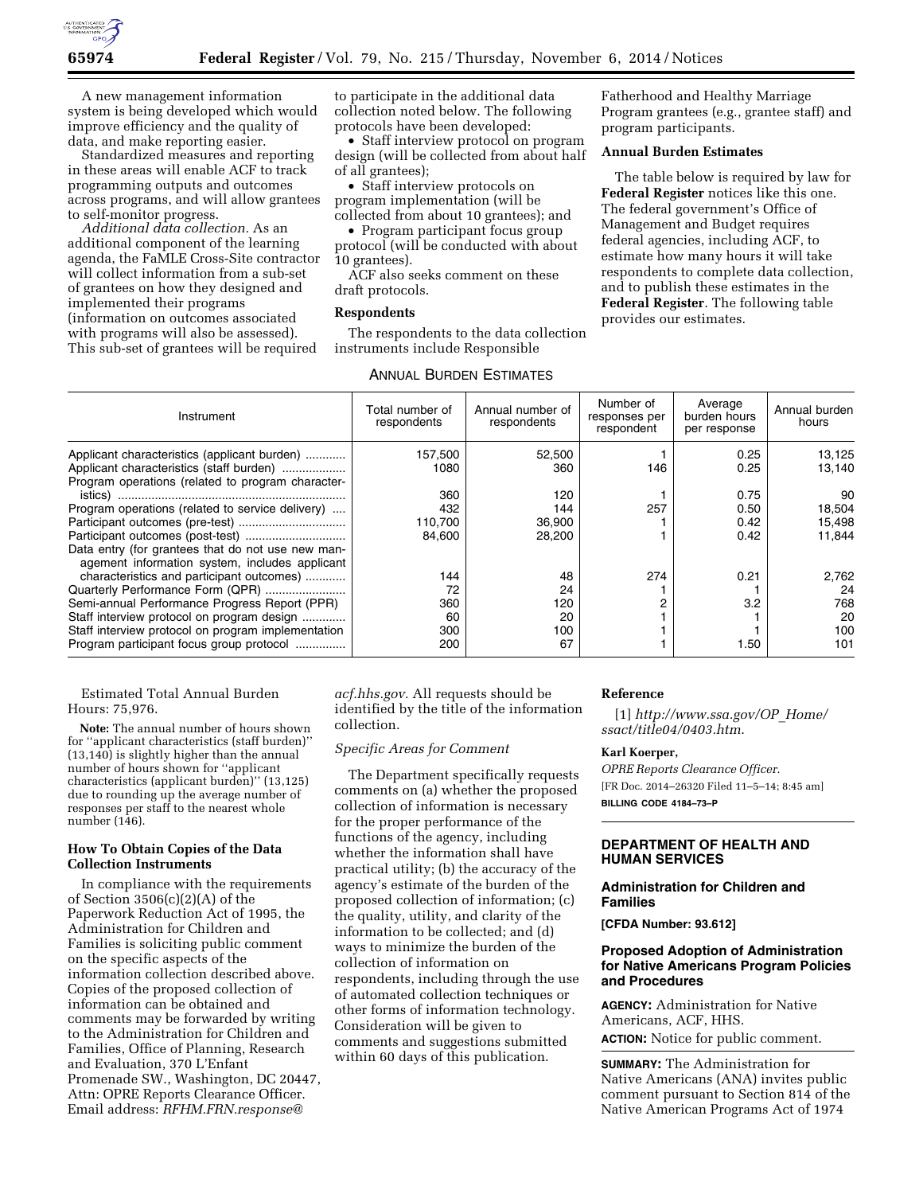A new management information system is being developed which would improve efficiency and the quality of data, and make reporting easier.

Standardized measures and reporting in these areas will enable ACF to track programming outputs and outcomes across programs, and will allow grantees to self-monitor progress.

*Additional data collection.* As an additional component of the learning agenda, the FaMLE Cross-Site contractor will collect information from a sub-set of grantees on how they designed and implemented their programs (information on outcomes associated with programs will also be assessed). This sub-set of grantees will be required to participate in the additional data collection noted below. The following protocols have been developed:

- Staff interview protocol on program design (will be collected from about half of all grantees);
- Staff interview protocols on program implementation (will be collected from about 10 grantees); and
- Program participant focus group protocol (will be conducted with about 10 grantees).

ACF also seeks comment on these draft protocols.

**Respondents**

The respondents to the data collection instruments include Responsible Fatherhood and Healthy Marriage Program grantees (e.g., grantee staff) and program participants.

**Annual Burden Estimates**

The table below is required by law for **Federal Register** notices like this one. The federal government's Office of Management and Budget requires federal agencies, including ACF, to estimate how many hours it will take respondents to complete data collection, and to publish these estimates in the **Federal Register**. The following table provides our estimates.

ANNUAL BURDEN ESTIMATES

| Instrument | Total number of respondents | Annual number of respondents | Number of responses per respondent | Average burden hours per response | Annual burden hours |
|---|---|---|---|---|---|
| Applicant characteristics (applicant burden) | 157,500 | 52,500 | 1 | 0.25 | 13,125 |
| Applicant characteristics (staff burden) | 1080 | 360 | 146 | 0.25 | 13,140 |
| Program operations (related to program characteristics) | 360 | 120 | 1 | 0.75 | 90 |
| Program operations (related to service delivery) | 432 | 144 | 257 | 0.50 | 18,504 |
| Participant outcomes (pre-test) | 110,700 | 36,900 | 1 | 0.42 | 15,498 |
| Participant outcomes (post-test) | 84,600 | 28,200 | 1 | 0.42 | 11,844 |
| Data entry (for grantees that do not use new management information system, includes applicant characteristics and participant outcomes) | 144 | 48 | 274 | 0.21 | 2,762 |
| Quarterly Performance Form (QPR) | 72 | 24 | 1 | 1 | 24 |
| Semi-annual Performance Progress Report (PPR) | 360 | 120 | 2 | 3.2 | 768 |
| Staff interview protocol on program design | 60 | 20 | 1 | 1 | 20 |
| Staff interview protocol on program implementation | 300 | 100 | 1 | 1 | 100 |
| Program participant focus group protocol | 200 | 67 | 1 | 1.50 | 101 |

Estimated Total Annual Burden Hours: 75,976.

**Note:** The annual number of hours shown for "applicant characteristics (staff burden)" (13,140) is slightly higher than the annual number of hours shown for "applicant characteristics (applicant burden)" (13,125) due to rounding up the average number of responses per staff to the nearest whole number (146).

**How To Obtain Copies of the Data Collection Instruments**

In compliance with the requirements of Section 3506(c)(2)(A) of the Paperwork Reduction Act of 1995, the Administration for Children and Families is soliciting public comment on the specific aspects of the information collection described above. Copies of the proposed collection of information can be obtained and comments may be forwarded by writing to the Administration for Children and Families, Office of Planning, Research and Evaluation, 370 L'Enfant Promenade SW., Washington, DC 20447, Attn: OPRE Reports Clearance Officer. Email address: *RFHM.FRN.response@acf.hhs.gov.* All requests should be identified by the title of the information collection.

*Specific Areas for Comment*

The Department specifically requests comments on (a) whether the proposed collection of information is necessary for the proper performance of the functions of the agency, including whether the information shall have practical utility; (b) the accuracy of the agency's estimate of the burden of the proposed collection of information; (c) the quality, utility, and clarity of the information to be collected; and (d) ways to minimize the burden of the collection of information on respondents, including through the use of automated collection techniques or other forms of information technology. Consideration will be given to comments and suggestions submitted within 60 days of this publication.

**Reference**

[1] *http://www.ssa.gov/OP_Home/ssact/title04/0403.htm.*

**Karl Koerper,**

*OPRE Reports Clearance Officer.*

[FR Doc. 2014–26320 Filed 11–5–14; 8:45 am]

**BILLING CODE 4184–73–P**

## DEPARTMENT OF HEALTH AND HUMAN SERVICES

### Administration for Children and Families

**[CFDA Number: 93.612]**

### Proposed Adoption of Administration for Native Americans Program Policies and Procedures

**AGENCY:** Administration for Native Americans, ACF, HHS.

**ACTION:** Notice for public comment.

**SUMMARY:** The Administration for Native Americans (ANA) invites public comment pursuant to Section 814 of the Native American Programs Act of 1974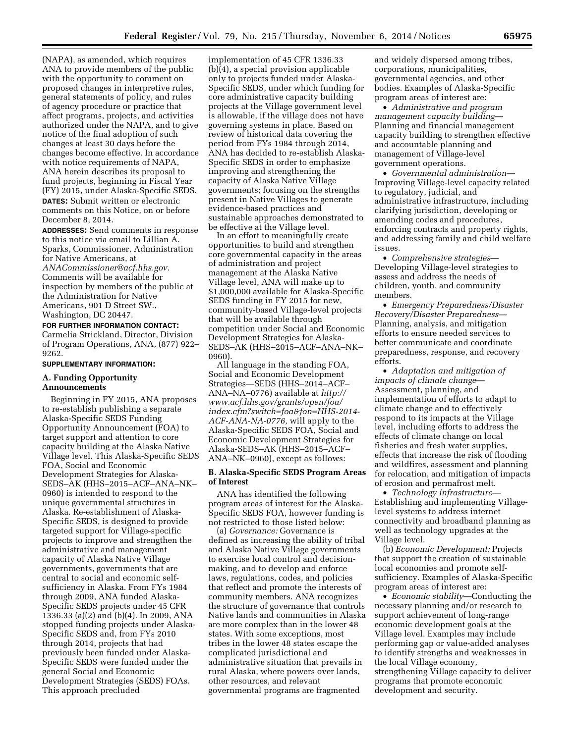(NAPA), as amended, which requires ANA to provide members of the public with the opportunity to comment on proposed changes in interpretive rules, general statements of policy, and rules of agency procedure or practice that affect programs, projects, and activities authorized under the NAPA, and to give notice of the final adoption of such changes at least 30 days before the changes become effective. In accordance with notice requirements of NAPA, ANA herein describes its proposal to fund projects, beginning in Fiscal Year (FY) 2015, under Alaska-Specific SEDS.

**DATES:** Submit written or electronic comments on this Notice, on or before December 8, 2014.

**ADDRESSES:** Send comments in response to this notice via email to Lillian A. Sparks, Commissioner, Administration for Native Americans, at *ANACommissioner@acf.hhs.gov.* Comments will be available for inspection by members of the public at the Administration for Native Americans, 901 D Street SW., Washington, DC 20447.

**FOR FURTHER INFORMATION CONTACT:** Carmelia Strickland, Director, Division of Program Operations, ANA, (877) 922–9262.

**SUPPLEMENTARY INFORMATION:**

**A. Funding Opportunity Announcements**

Beginning in FY 2015, ANA proposes to re-establish publishing a separate Alaska-Specific SEDS Funding Opportunity Announcement (FOA) to target support and attention to core capacity building at the Alaska Native Village level. This Alaska-Specific SEDS FOA, Social and Economic Development Strategies for Alaska-SEDS–AK (HHS–2015–ACF–ANA–NK–0960) is intended to respond to the unique governmental structures in Alaska. Re-establishment of Alaska-Specific SEDS, is designed to provide targeted support for Village-specific projects to improve and strengthen the administrative and management capacity of Alaska Native Village governments, governments that are central to social and economic self-sufficiency in Alaska. From FYs 1984 through 2009, ANA funded Alaska-Specific SEDS projects under 45 CFR 1336.33 (a)(2) and (b)(4). In 2009, ANA stopped funding projects under Alaska-Specific SEDS and, from FYs 2010 through 2014, projects that had previously been funded under Alaska-Specific SEDS were funded under the general Social and Economic Development Strategies (SEDS) FOAs. This approach precluded implementation of 45 CFR 1336.33 (b)(4), a special provision applicable only to projects funded under Alaska-Specific SEDS, under which funding for core administrative capacity building projects at the Village government level is allowable, if the village does not have governing systems in place. Based on review of historical data covering the period from FYs 1984 through 2014, ANA has decided to re-establish Alaska-Specific SEDS in order to emphasize improving and strengthening the capacity of Alaska Native Village governments; focusing on the strengths present in Native Villages to generate evidence-based practices and sustainable approaches demonstrated to be effective at the Village level.

In an effort to meaningfully create opportunities to build and strengthen core governmental capacity in the areas of administration and project management at the Alaska Native Village level, ANA will make up to $1,000,000 available for Alaska-Specific SEDS funding in FY 2015 for new, community-based Village-level projects that will be available through competition under Social and Economic Development Strategies for Alaska-SEDS–AK (HHS–2015–ACF–ANA–NK–0960).

All language in the standing FOA, Social and Economic Development Strategies—SEDS (HHS–2014–ACF–ANA–NA–0776) available at *http://www.acf.hhs.gov/grants/open/foa/index.cfm?switch=foa&fon=HHS-2014-ACF-ANA-NA-0776,* will apply to the Alaska-Specific SEDS FOA, Social and Economic Development Strategies for Alaska–SEDS–AK (HHS–2015–ACF–ANA–NK–0960), except as follows:

**B. Alaska-Specific SEDS Program Areas of Interest**

ANA has identified the following program areas of interest for the Alaska-Specific SEDS FOA, however funding is not restricted to those listed below:

(a) *Governance:* Governance is defined as increasing the ability of tribal and Alaska Native Village governments to exercise local control and decision-making, and to develop and enforce laws, regulations, codes, and policies that reflect and promote the interests of community members. ANA recognizes the structure of governance that controls Native lands and communities in Alaska are more complex than in the lower 48 states. With some exceptions, most tribes in the lower 48 states escape the complicated jurisdictional and administrative situation that prevails in rural Alaska, where powers over lands, other resources, and relevant governmental programs are fragmented and widely dispersed among tribes, corporations, municipalities, governmental agencies, and other bodies. Examples of Alaska-Specific program areas of interest are:

- *Administrative and program management capacity building*—Planning and financial management capacity building to strengthen effective and accountable planning and management of Village-level government operations.
- *Governmental administration*—Improving Village-level capacity related to regulatory, judicial, and administrative infrastructure, including clarifying jurisdiction, developing or amending codes and procedures, enforcing contracts and property rights, and addressing family and child welfare issues.
- *Comprehensive strategies*—Developing Village-level strategies to assess and address the needs of children, youth, and community members.
- *Emergency Preparedness/Disaster Recovery/Disaster Preparedness*—Planning, analysis, and mitigation efforts to ensure needed services to better communicate and coordinate preparedness, response, and recovery efforts.
- *Adaptation and mitigation of impacts of climate change*—Assessment, planning, and implementation of efforts to adapt to climate change and to effectively respond to its impacts at the Village level, including efforts to address the effects of climate change on local fisheries and fresh water supplies, effects that increase the risk of flooding and wildfires, assessment and planning for relocation, and mitigation of impacts of erosion and permafrost melt.
- *Technology infrastructure*—Establishing and implementing Village-level systems to address internet connectivity and broadband planning as well as technology upgrades at the Village level.

(b) *Economic Development:* Projects that support the creation of sustainable local economies and promote self-sufficiency. Examples of Alaska-Specific program areas of interest are:

- *Economic stability*—Conducting the necessary planning and/or research to support achievement of long-range economic development goals at the Village level. Examples may include performing gap or value-added analyses to identify strengths and weaknesses in the local Village economy, strengthening Village capacity to deliver programs that promote economic development and security.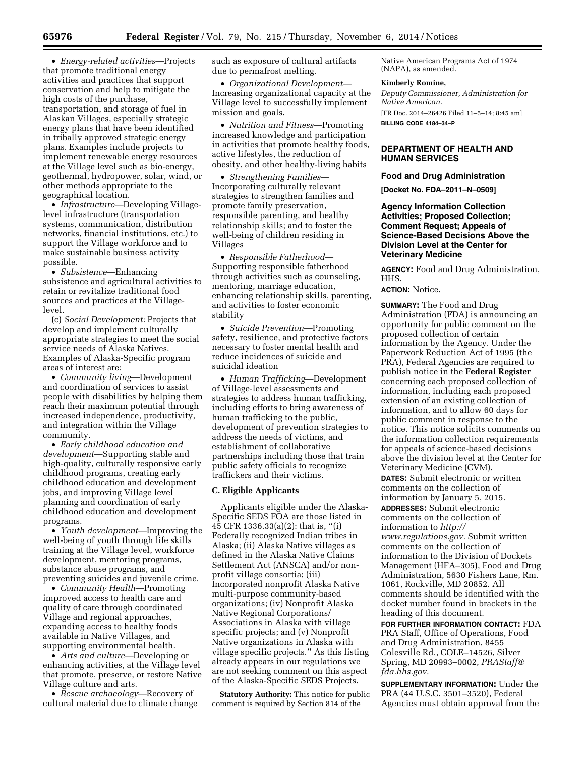- *Energy-related activities*—Projects that promote traditional energy activities and practices that support conservation and help to mitigate the high costs of the purchase, transportation, and storage of fuel in Alaskan Villages, especially strategic energy plans that have been identified in tribally approved strategic energy plans. Examples include projects to implement renewable energy resources at the Village level such as bio-energy, geothermal, hydropower, solar, wind, or other methods appropriate to the geographical location.
- *Infrastructure*—Developing Village-level infrastructure (transportation systems, communication, distribution networks, financial institutions, etc.) to support the Village workforce and to make sustainable business activity possible.
- *Subsistence*—Enhancing subsistence and agricultural activities to retain or revitalize traditional food sources and practices at the Village-level.

(c) *Social Development:* Projects that develop and implement culturally appropriate strategies to meet the social service needs of Alaska Natives. Examples of Alaska-Specific program areas of interest are:

- *Community living*—Development and coordination of services to assist people with disabilities by helping them reach their maximum potential through increased independence, productivity, and integration within the Village community.
- *Early childhood education and development*—Supporting stable and high-quality, culturally responsive early childhood programs, creating early childhood education and development jobs, and improving Village level planning and coordination of early childhood education and development programs.
- *Youth development*—Improving the well-being of youth through life skills training at the Village level, workforce development, mentoring programs, substance abuse programs, and preventing suicides and juvenile crime.
- *Community Health*—Promoting improved access to health care and quality of care through coordinated Village and regional approaches, expanding access to healthy foods available in Native Villages, and supporting environmental health.
- *Arts and culture*—Developing or enhancing activities, at the Village level that promote, preserve, or restore Native Village culture and arts.
- *Rescue archaeology*—Recovery of cultural material due to climate change such as exposure of cultural artifacts due to permafrost melting.
- *Organizational Development*—Increasing organizational capacity at the Village level to successfully implement mission and goals.
- *Nutrition and Fitness*—Promoting increased knowledge and participation in activities that promote healthy foods, active lifestyles, the reduction of obesity, and other healthy-living habits
- *Strengthening Families*—Incorporating culturally relevant strategies to strengthen families and promote family preservation, responsible parenting, and healthy relationship skills; and to foster the well-being of children residing in Villages
- *Responsible Fatherhood*—Supporting responsible fatherhood through activities such as counseling, mentoring, marriage education, enhancing relationship skills, parenting, and activities to foster economic stability
- *Suicide Prevention*—Promoting safety, resilience, and protective factors necessary to foster mental health and reduce incidences of suicide and suicidal ideation
- *Human Trafficking*—Development of Village-level assessments and strategies to address human trafficking, including efforts to bring awareness of human trafficking to the public, development of prevention strategies to address the needs of victims, and establishment of collaborative partnerships including those that train public safety officials to recognize traffickers and their victims.

### C. Eligible Applicants

Applicants eligible under the Alaska-Specific SEDS FOA are those listed in 45 CFR 1336.33(a)(2): that is, ''(i) Federally recognized Indian tribes in Alaska; (ii) Alaska Native villages as defined in the Alaska Native Claims Settlement Act (ANSCA) and/or non-profit village consortia; (iii) Incorporated nonprofit Alaska Native multi-purpose community-based organizations; (iv) Nonprofit Alaska Native Regional Corporations/Associations in Alaska with village specific projects; and (v) Nonprofit Native organizations in Alaska with village specific projects.'' As this listing already appears in our regulations we are not seeking comment on this aspect of the Alaska-Specific SEDS Projects.

**Statutory Authority:** This notice for public comment is required by Section 814 of the Native American Programs Act of 1974 (NAPA), as amended.

**Kimberly Romine,**

*Deputy Commissioner, Administration for Native American.*

[FR Doc. 2014–26426 Filed 11–5–14; 8:45 am]

**BILLING CODE 4184–34–P**

---

## DEPARTMENT OF HEALTH AND HUMAN SERVICES

### Food and Drug Administration

**[Docket No. FDA–2011–N–0509]**

### Agency Information Collection Activities; Proposed Collection; Comment Request; Appeals of Science-Based Decisions Above the Division Level at the Center for Veterinary Medicine

**AGENCY:** Food and Drug Administration, HHS.

**ACTION:** Notice.

**SUMMARY:** The Food and Drug Administration (FDA) is announcing an opportunity for public comment on the proposed collection of certain information by the Agency. Under the Paperwork Reduction Act of 1995 (the PRA), Federal Agencies are required to publish notice in the **Federal Register** concerning each proposed collection of information, including each proposed extension of an existing collection of information, and to allow 60 days for public comment in response to the notice. This notice solicits comments on the information collection requirements for appeals of science-based decisions above the division level at the Center for Veterinary Medicine (CVM).

**DATES:** Submit electronic or written comments on the collection of information by January 5, 2015.

**ADDRESSES:** Submit electronic comments on the collection of information to *http://www.regulations.gov*. Submit written comments on the collection of information to the Division of Dockets Management (HFA–305), Food and Drug Administration, 5630 Fishers Lane, Rm. 1061, Rockville, MD 20852. All comments should be identified with the docket number found in brackets in the heading of this document.

**FOR FURTHER INFORMATION CONTACT:** FDA PRA Staff, Office of Operations, Food and Drug Administration, 8455 Colesville Rd., COLE–14526, Silver Spring, MD 20993–0002, *PRAStaff@fda.hhs.gov.*

**SUPPLEMENTARY INFORMATION:** Under the PRA (44 U.S.C. 3501–3520), Federal Agencies must obtain approval from the